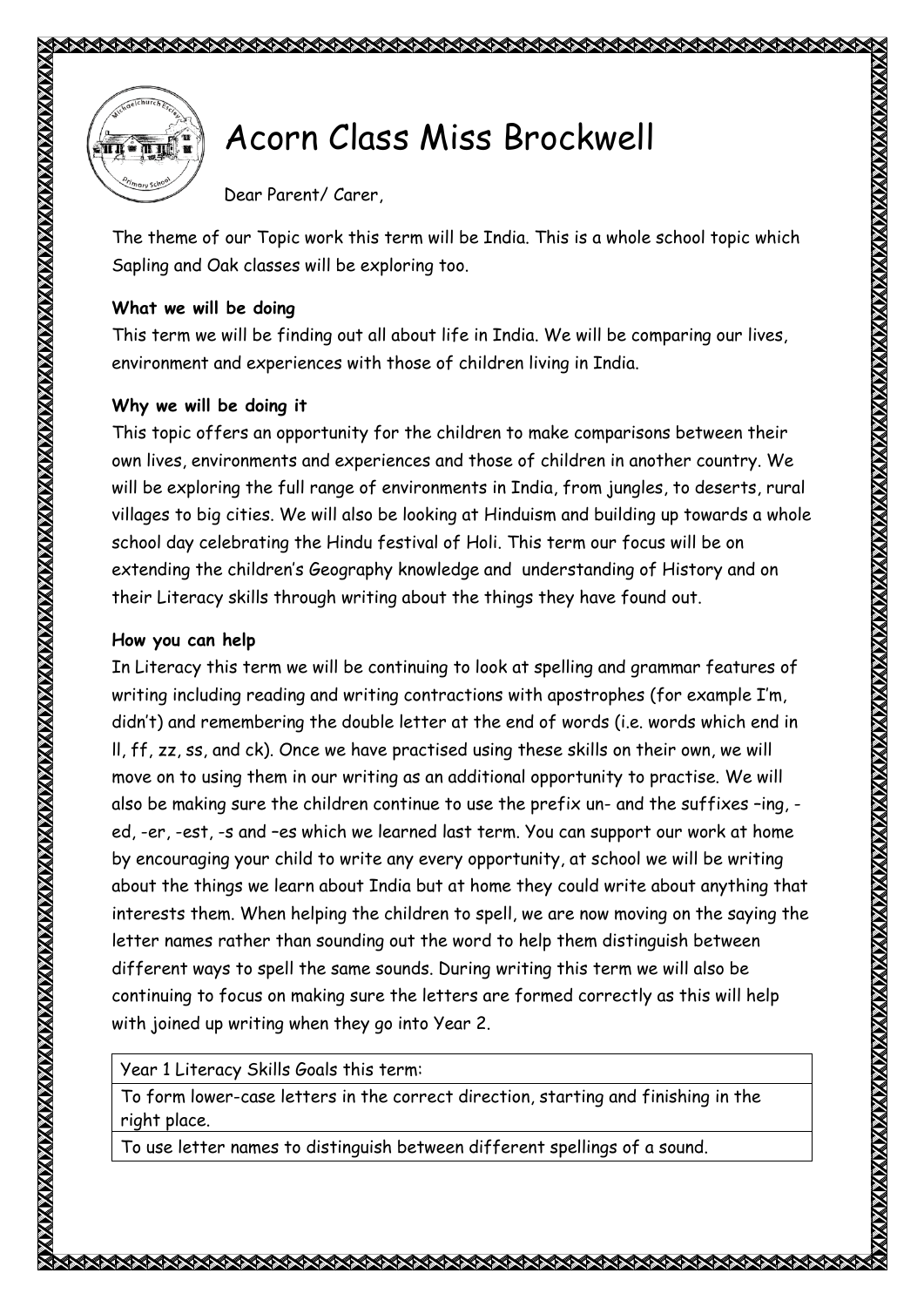# Acorn Class Miss Brockwell

Dear Parent/ Carer,

The theme of our Topic work this term will be India. This is a whole school topic which Sapling and Oak classes will be exploring too.

**What we will be doing**

This term we will be finding out all about life in India. We will be comparing our lives, environment and experiences with those of children living in India.

**Why we will be doing it**

This topic offers an opportunity for the children to make comparisons between their own lives, environments and experiences and those of children in another country. We will be exploring the full range of environments in India, from jungles, to deserts, rural villages to big cities. We will also be looking at Hinduism and building up towards a whole school day celebrating the Hindu festival of Holi. This term our focus will be on extending the children's Geography knowledge and understanding of History and on their Literacy skills through writing about the things they have found out.

**How you can help**

In Literacy this term we will be continuing to look at spelling and grammar features of writing including reading and writing contractions with apostrophes (for example I'm, didn't) and remembering the double letter at the end of words (i.e. words which end in ll, ff, zz, ss, and ck). Once we have practised using these skills on their own, we will move on to using them in our writing as an additional opportunity to practise. We will also be making sure the children continue to use the prefix un- and the suffixes –ing, -ed, -er, -est, -s and –es which we learned last term. You can support our work at home by encouraging your child to write any every opportunity, at school we will be writing about the things we learn about India but at home they could write about anything that interests them. When helping the children to spell, we are now moving on the saying the letter names rather than sounding out the word to help them distinguish between different ways to spell the same sounds. During writing this term we will also be continuing to focus on making sure the letters are formed correctly as this will help with joined up writing when they go into Year 2.

| Year 1 Literacy Skills Goals this term: |
|---|
| To form lower-case letters in the correct direction, starting and finishing in the right place. |
| To use letter names to distinguish between different spellings of a sound. |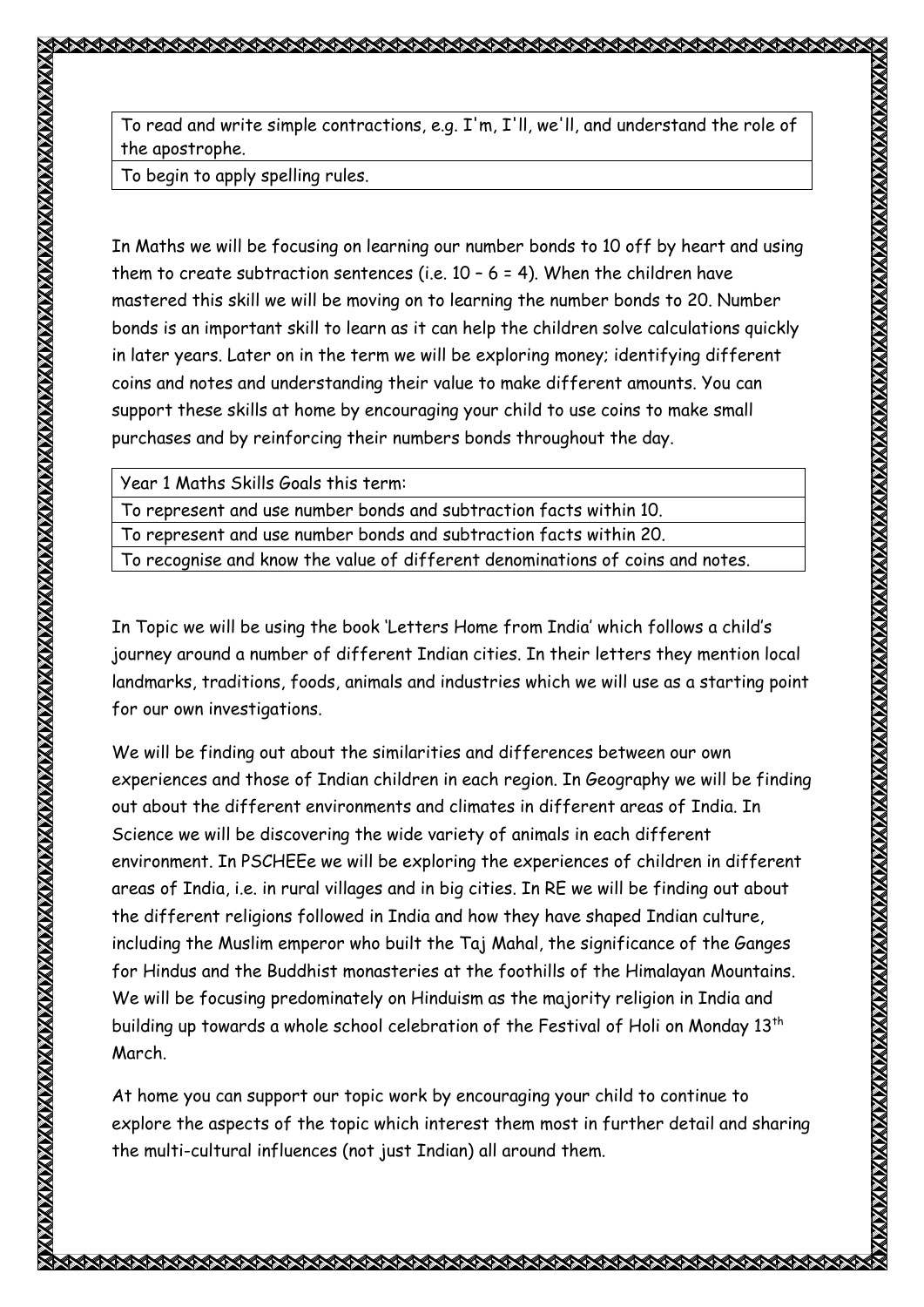| To read and write simple contractions, e.g. I'm, I'll, we'll, and understand the role of the apostrophe. |
| --- |
| To begin to apply spelling rules. |

In Maths we will be focusing on learning our number bonds to 10 off by heart and using them to create subtraction sentences (i.e. $10 - 6 = 4$). When the children have mastered this skill we will be moving on to learning the number bonds to 20. Number bonds is an important skill to learn as it can help the children solve calculations quickly in later years. Later on in the term we will be exploring money; identifying different coins and notes and understanding their value to make different amounts. You can support these skills at home by encouraging your child to use coins to make small purchases and by reinforcing their numbers bonds throughout the day.

| Year 1 Maths Skills Goals this term: |
| --- |
| To represent and use number bonds and subtraction facts within 10. |
| To represent and use number bonds and subtraction facts within 20. |
| To recognise and know the value of different denominations of coins and notes. |

In Topic we will be using the book 'Letters Home from India' which follows a child's journey around a number of different Indian cities. In their letters they mention local landmarks, traditions, foods, animals and industries which we will use as a starting point for our own investigations.

We will be finding out about the similarities and differences between our own experiences and those of Indian children in each region. In Geography we will be finding out about the different environments and climates in different areas of India. In Science we will be discovering the wide variety of animals in each different environment. In PSCHEEe we will be exploring the experiences of children in different areas of India, i.e. in rural villages and in big cities. In RE we will be finding out about the different religions followed in India and how they have shaped Indian culture, including the Muslim emperor who built the Taj Mahal, the significance of the Ganges for Hindus and the Buddhist monasteries at the foothills of the Himalayan Mountains. We will be focusing predominately on Hinduism as the majority religion in India and building up towards a whole school celebration of the Festival of Holi on Monday 13th March.

At home you can support our topic work by encouraging your child to continue to explore the aspects of the topic which interest them most in further detail and sharing the multi-cultural influences (not just Indian) all around them.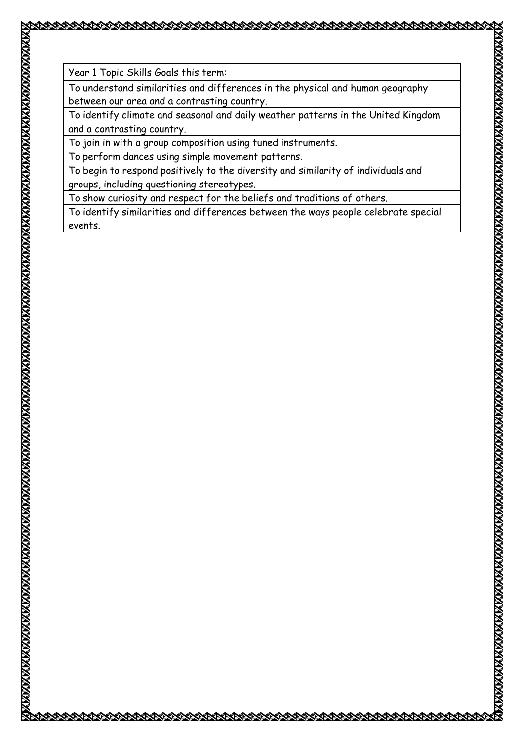| Year 1 Topic Skills Goals this term: |
| --- |
| To understand similarities and differences in the physical and human geography between our area and a contrasting country. |
| To identify climate and seasonal and daily weather patterns in the United Kingdom and a contrasting country. |
| To join in with a group composition using tuned instruments. |
| To perform dances using simple movement patterns. |
| To begin to respond positively to the diversity and similarity of individuals and groups, including questioning stereotypes. |
| To show curiosity and respect for the beliefs and traditions of others. |
| To identify similarities and differences between the ways people celebrate special events. |